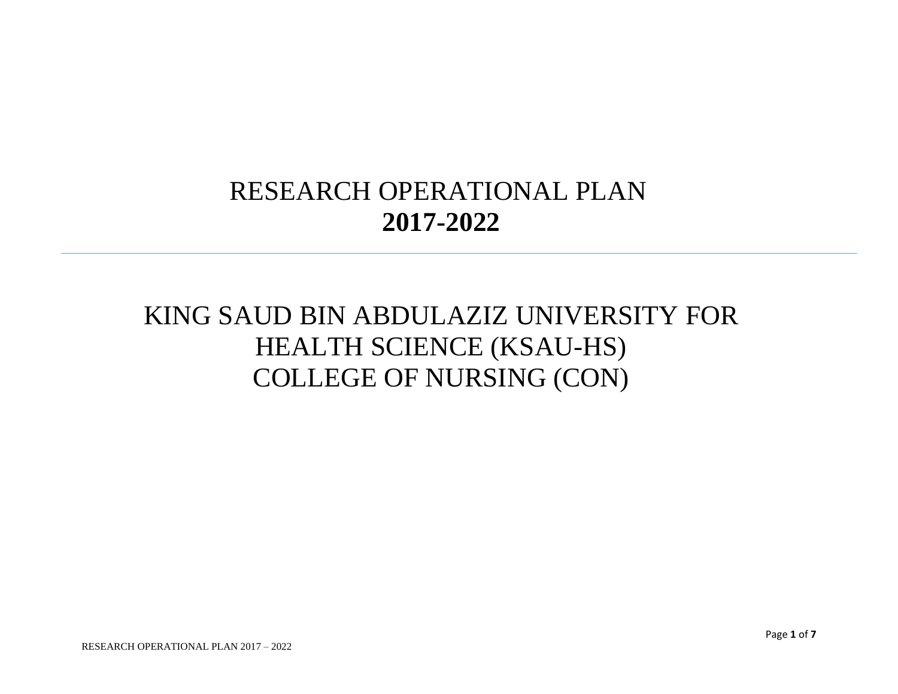# RESEARCH OPERATIONAL PLAN
# **2017-2022**

---

# KING SAUD BIN ABDULAZIZ UNIVERSITY FOR HEALTH SCIENCE (KSAU-HS)
# COLLEGE OF NURSING (CON)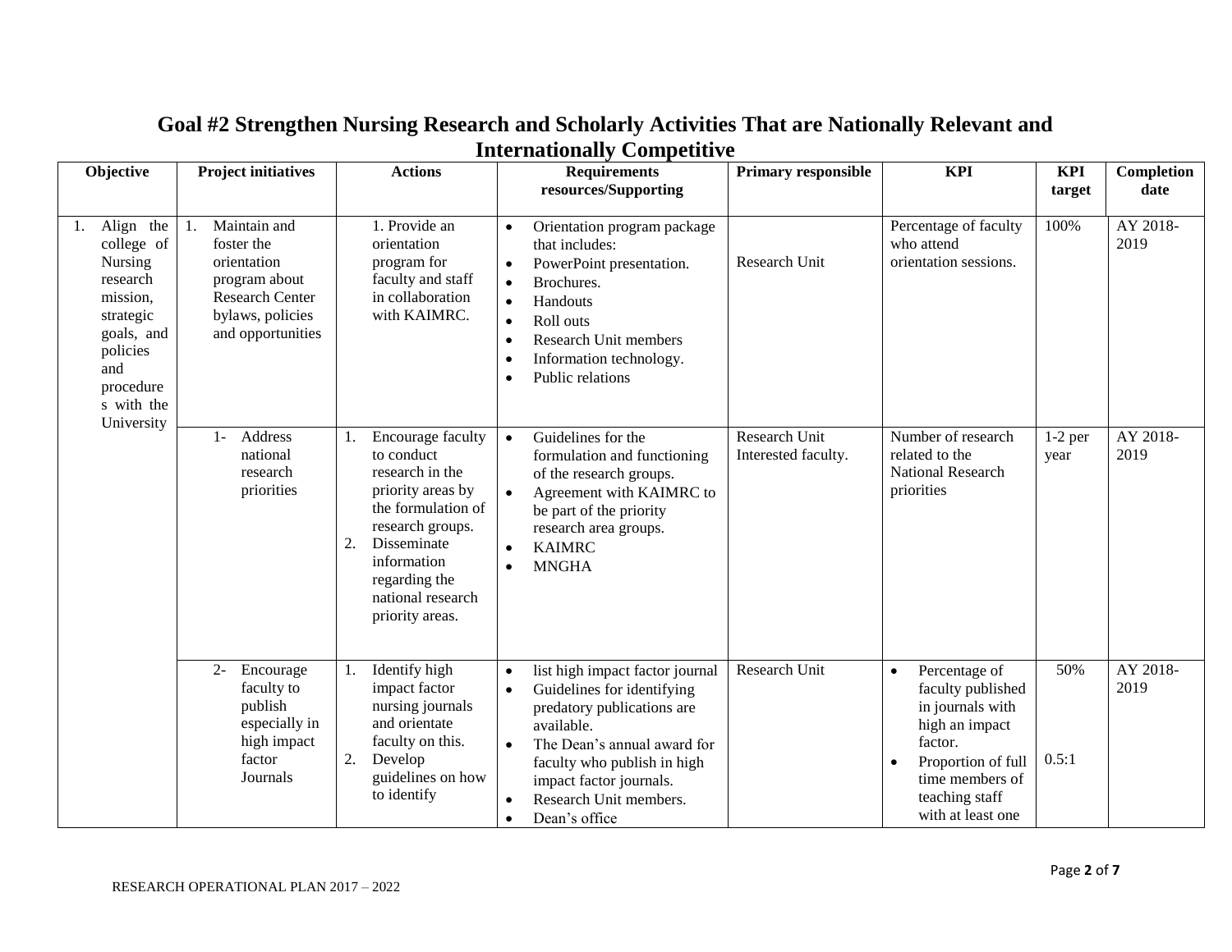## Goal #2 Strengthen Nursing Research and Scholarly Activities That are Nationally Relevant and Internationally Competitive

| Objective | Project initiatives | Actions | Requirements resources/Supporting | Primary responsible | KPI | KPI target | Completion date |
|---|---|---|---|---|---|---|---|
| 1. Align the college of Nursing research mission, strategic goals, and policies and procedures with the University | 1. Maintain and foster the orientation program about Research Center bylaws, policies and opportunities | 1. Provide an orientation program for faculty and staff in collaboration with KAIMRC. | • Orientation program package that includes: <br>• PowerPoint presentation. <br>• Brochures. <br>• Handouts <br>• Roll outs <br>• Research Unit members <br>• Information technology. <br>• Public relations | Research Unit | Percentage of faculty who attend orientation sessions. | 100% | AY 2018-2019 |
| | 1- Address national research priorities | 1. Encourage faculty to conduct research in the priority areas by the formulation of research groups. <br>2. Disseminate information regarding the national research priority areas. | • Guidelines for the formulation and functioning of the research groups. <br>• Agreement with KAIMRC to be part of the priority research area groups. <br>• KAIMRC <br>• MNGHA | Research Unit <br>Interested faculty. | Number of research related to the National Research priorities | 1-2 per year | AY 2018-2019 |
| | 2- Encourage faculty to publish especially in high impact factor Journals | 1. Identify high impact factor nursing journals and orientate faculty on this. <br>2. Develop guidelines on how to identify | • list high impact factor journal <br>• Guidelines for identifying predatory publications are available. <br>• The Dean's annual award for faculty who publish in high impact factor journals. <br>• Research Unit members. <br>• Dean's office | Research Unit | • Percentage of faculty published in journals with high an impact factor. <br>• Proportion of full time members of teaching staff with at least one | 50% <br><br>0.5:1 | AY 2018-2019 |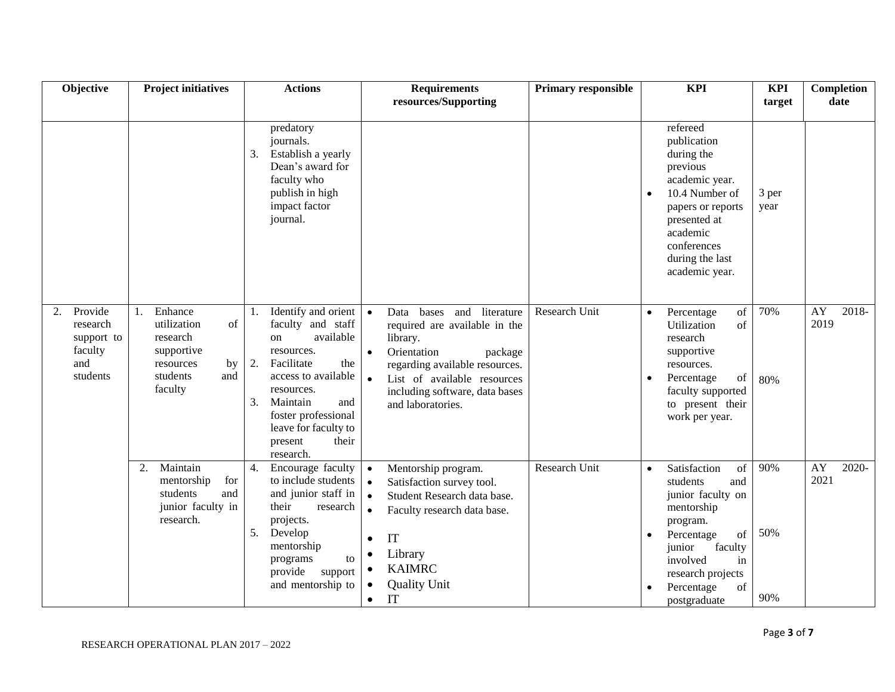| Objective | Project initiatives | Actions | Requirements resources/Supporting | Primary responsible | KPI | KPI target | Completion date |
|---|---|---|---|---|---|---|---|
| | | predatory journals.<br>3. Establish a yearly Dean's award for faculty who publish in high impact factor journal. | | | refereed publication during the previous academic year.<br>• 10.4 Number of papers or reports presented at academic conferences during the last academic year. | 3 per year | |
| 2. Provide research support to faculty and students | 1. Enhance utilization of research supportive resources by students and faculty | 1. Identify and orient faculty and staff on available resources.<br>2. Facilitate the access to available resources.<br>3. Maintain and foster professional leave for faculty to present their research. | • Data bases and literature required are available in the library.<br>• Orientation package regarding available resources.<br>• List of available resources including software, data bases and laboratories. | Research Unit | • Percentage of Utilization of research supportive resources.<br>• Percentage of faculty supported to present their work per year. | 70%<br><br>80% | AY 2018-2019 |
| | 2. Maintain mentorship for students and junior faculty in research. | 4. Encourage faculty to include students and junior staff in their research projects.<br>5. Develop mentorship programs to provide support and mentorship to | • Mentorship program.<br>• Satisfaction survey tool.<br>• Student Research data base.<br>• Faculty research data base.<br>• IT<br>• Library<br>• KAIMRC<br>• Quality Unit<br>• IT | Research Unit | • Satisfaction of students and junior faculty on mentorship program.<br>• Percentage of junior faculty involved in research projects<br>• Percentage of postgraduate | 90%<br><br>50%<br><br>90% | AY 2020-2021 |

RESEARCH OPERATIONAL PLAN 2017 – 2022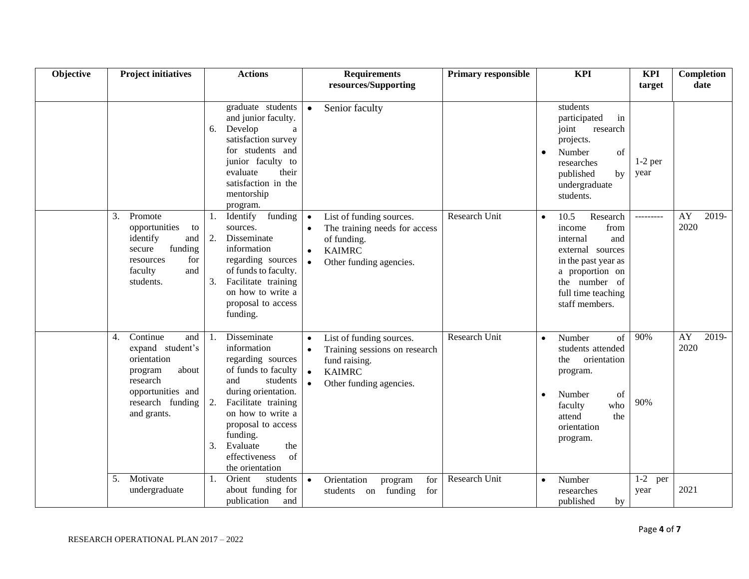| Objective | Project initiatives | Actions | Requirements resources/Supporting | Primary responsible | KPI | KPI target | Completion date |
|---|---|---|---|---|---|---|---|
| | | graduate students and junior faculty.<br>6. Develop a satisfaction survey for students and junior faculty to evaluate their satisfaction in the mentorship program. | • Senior faculty | | students participated in joint research projects.<br>• Number of researches published by undergraduate students. | <br><br>1-2 per year | |
| | 3. Promote opportunities to identify and secure funding resources for faculty and students. | 1. Identify funding sources.<br>2. Disseminate information regarding sources of funds to faculty.<br>3. Facilitate training on how to write a proposal to access funding. | • List of funding sources.<br>• The training needs for access of funding.<br>• KAIMRC<br>• Other funding agencies. | Research Unit | • 10.5 Research income from internal and external sources in the past year as a proportion on the number of full time teaching staff members. | --------- | AY 2019-2020 |
| | 4. Continue and expand student's orientation program about research opportunities and research funding and grants. | 1. Disseminate information regarding sources of funds to faculty and students during orientation.<br>2. Facilitate training on how to write a proposal to access funding.<br>3. Evaluate the effectiveness of the orientation | • List of funding sources.<br>• Training sessions on research fund raising.<br>• KAIMRC<br>• Other funding agencies. | Research Unit | • Number of students attended the orientation program.<br>• Number of faculty who attend the orientation program. | 90%<br><br>90% | AY 2019-2020 |
| | 5. Motivate undergraduate | 1. Orient students about funding for publication and | • Orientation program for students on funding for | Research Unit | • Number researches published by | 1-2 per year | 2021 |

RESEARCH OPERATIONAL PLAN 2017 – 2022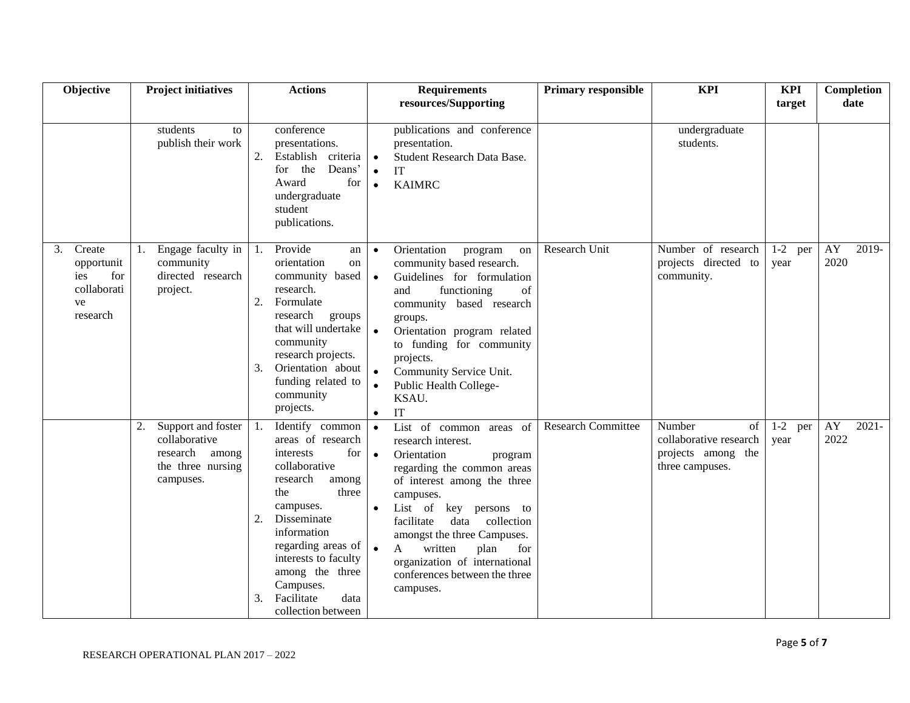| Objective | Project initiatives | Actions | Requirements resources/Supporting | Primary responsible | KPI | KPI target | Completion date |
|---|---|---|---|---|---|---|---|
| | students to publish their work | conference presentations.<br>2. Establish criteria for the Deans' Award for undergraduate student publications. | publications and conference presentation.<br>• Student Research Data Base.<br>• IT<br>• KAIMRC | | undergraduate students. | | |
| 3. Create opportunities for collaborative research | 1. Engage faculty in community directed research project. | 1. Provide an orientation on community based research.<br>2. Formulate research groups that will undertake community research projects.<br>3. Orientation about funding related to community projects. | • Orientation program on community based research.<br>• Guidelines for formulation and functioning of community based research groups.<br>• Orientation program related to funding for community projects.<br>• Community Service Unit.<br>• Public Health College-KSAU.<br>• IT | Research Unit | Number of research projects directed to community. | 1-2 per year | AY 2019-2020 |
| | 2. Support and foster collaborative research among the three nursing campuses. | 1. Identify common areas of research interests for collaborative research among the three campuses.<br>2. Disseminate information regarding areas of interests to faculty among the three Campuses.<br>3. Facilitate data collection between | • List of common areas of research interest.<br>• Orientation program regarding the common areas of interest among the three campuses.<br>• List of key persons to facilitate data collection amongst the three Campuses.<br>• A written plan for organization of international conferences between the three campuses. | Research Committee | Number of collaborative research projects among the three campuses. | 1-2 per year | AY 2021-2022 |

RESEARCH OPERATIONAL PLAN 2017 – 2022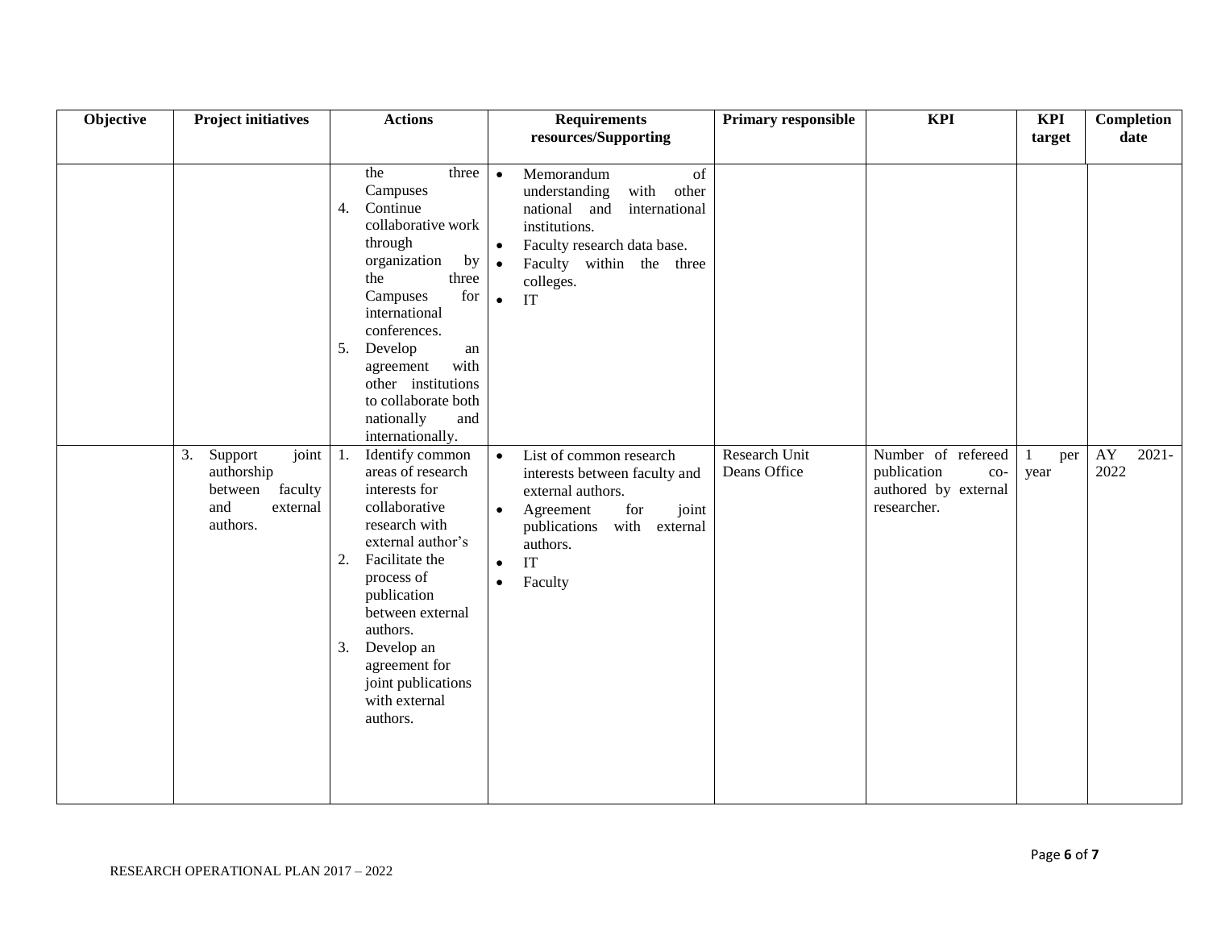| Objective | Project initiatives | Actions | Requirements resources/Supporting | Primary responsible | KPI | KPI target | Completion date |
|---|---|---|---|---|---|---|---|
| | | the three Campuses<br>4. Continue collaborative work through organization by the three Campuses for international conferences.<br>5. Develop an agreement with other institutions to collaborate both nationally and internationally. | • Memorandum of understanding with other national and international institutions.<br>• Faculty research data base.<br>• Faculty within the three colleges.<br>• IT | | | | |
| | 3. Support joint authorship between faculty and external authors. | 1. Identify common areas of research interests for collaborative research with external author's<br>2. Facilitate the process of publication between external authors.<br>3. Develop an agreement for joint publications with external authors. | • List of common research interests between faculty and external authors.<br>• Agreement for joint publications with external authors.<br>• IT<br>• Faculty | Research Unit<br>Deans Office | Number of refereed publication co-authored by external researcher. | 1 per year | AY 2021-2022 |

RESEARCH OPERATIONAL PLAN 2017 – 2022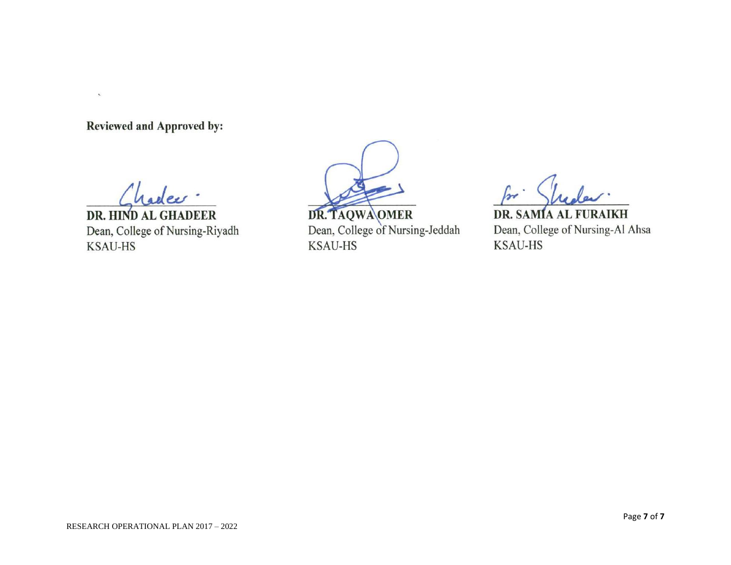**Reviewed and Approved by:**

**DR. HIND AL GHADEER**
Dean, College of Nursing-Riyadh
KSAU-HS

**DR. TAQWA OMER**
Dean, College of Nursing-Jeddah
KSAU-HS

**DR. SAMIA AL FURAIKH**
Dean, College of Nursing-Al Ahsa
KSAU-HS